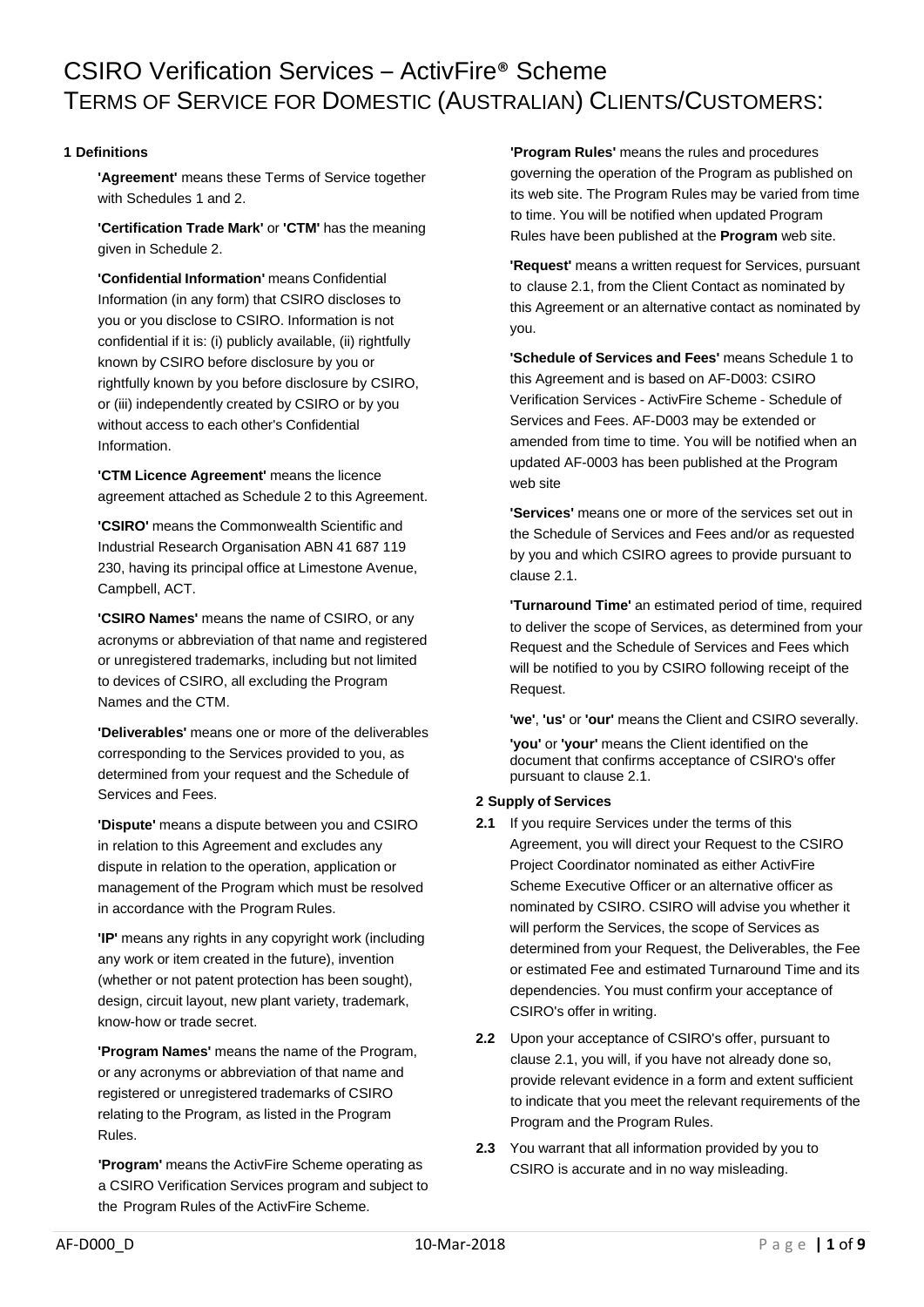# CSIRO Verification Services – ActivFire® Scheme

# TERMS OF SERVICE FOR DOMESTIC (AUSTRALIAN) CLIENTS/CUSTOMERS:

### 1 Definitions

**'Agreement'** means these Terms of Service together with Schedules 1 and 2.

**'Certification Trade Mark'** or **'CTM'** has the meaning given in Schedule 2.

**'Confidential Information'** means Confidential Information (in any form) that CSIRO discloses to you or you disclose to CSIRO. Information is not confidential if it is: (i) publicly available, (ii) rightfully known by CSIRO before disclosure by you or rightfully known by you before disclosure by CSIRO, or (iii) independently created by CSIRO or by you without access to each other's Confidential Information.

**'CTM Licence Agreement'** means the licence agreement attached as Schedule 2 to this Agreement.

**'CSIRO'** means the Commonwealth Scientific and Industrial Research Organisation ABN 41 687 119 230, having its principal office at Limestone Avenue, Campbell, ACT.

**'CSIRO Names'** means the name of CSIRO, or any acronyms or abbreviation of that name and registered or unregistered trademarks, including but not limited to devices of CSIRO, all excluding the Program Names and the CTM.

**'Deliverables'** means one or more of the deliverables corresponding to the Services provided to you, as determined from your request and the Schedule of Services and Fees.

**'Dispute'** means a dispute between you and CSIRO in relation to this Agreement and excludes any dispute in relation to the operation, application or management of the Program which must be resolved in accordance with the Program Rules.

**'IP'** means any rights in any copyright work (including any work or item created in the future), invention (whether or not patent protection has been sought), design, circuit layout, new plant variety, trademark, know-how or trade secret.

**'Program Names'** means the name of the Program, or any acronyms or abbreviation of that name and registered or unregistered trademarks of CSIRO relating to the Program, as listed in the Program Rules.

**'Program'** means the ActivFire Scheme operating as a CSIRO Verification Services program and subject to the Program Rules of the ActivFire Scheme.

**'Program Rules'** means the rules and procedures governing the operation of the Program as published on its web site. The Program Rules may be varied from time to time. You will be notified when updated Program Rules have been published at the **Program** web site.

**'Request'** means a written request for Services, pursuant to clause 2.1, from the Client Contact as nominated by this Agreement or an alternative contact as nominated by you.

**'Schedule of Services and Fees'** means Schedule 1 to this Agreement and is based on AF-D003: CSIRO Verification Services - ActivFire Scheme - Schedule of Services and Fees. AF-D003 may be extended or amended from time to time. You will be notified when an updated AF-0003 has been published at the Program web site

**'Services'** means one or more of the services set out in the Schedule of Services and Fees and/or as requested by you and which CSIRO agrees to provide pursuant to clause 2.1.

**'Turnaround Time'** an estimated period of time, required to deliver the scope of Services, as determined from your Request and the Schedule of Services and Fees which will be notified to you by CSIRO following receipt of the Request.

**'we'**, **'us'** or **'our'** means the Client and CSIRO severally.

**'you'** or **'your'** means the Client identified on the document that confirms acceptance of CSIRO's offer pursuant to clause 2.1.

### 2 Supply of Services

**2.1** If you require Services under the terms of this Agreement, you will direct your Request to the CSIRO Project Coordinator nominated as either ActivFire Scheme Executive Officer or an alternative officer as nominated by CSIRO. CSIRO will advise you whether it will perform the Services, the scope of Services as determined from your Request, the Deliverables, the Fee or estimated Fee and estimated Turnaround Time and its dependencies. You must confirm your acceptance of CSIRO's offer in writing.

**2.2** Upon your acceptance of CSIRO's offer, pursuant to clause 2.1, you will, if you have not already done so, provide relevant evidence in a form and extent sufficient to indicate that you meet the relevant requirements of the Program and the Program Rules.

**2.3** You warrant that all information provided by you to CSIRO is accurate and in no way misleading.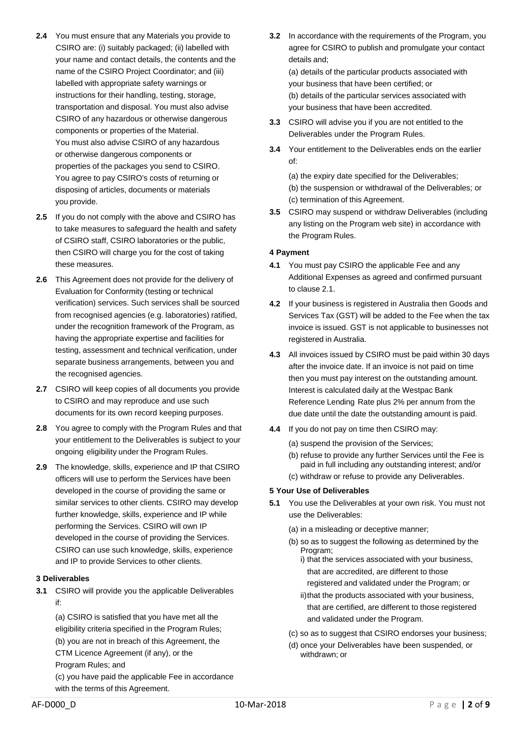**2.4** You must ensure that any Materials you provide to CSIRO are: (i) suitably packaged; (ii) labelled with your name and contact details, the contents and the name of the CSIRO Project Coordinator; and (iii) labelled with appropriate safety warnings or instructions for their handling, testing, storage, transportation and disposal. You must also advise CSIRO of any hazardous or otherwise dangerous components or properties of the Material. You must also advise CSIRO of any hazardous or otherwise dangerous components or properties of the packages you send to CSIRO. You agree to pay CSIRO's costs of returning or disposing of articles, documents or materials you provide.

**2.5** If you do not comply with the above and CSIRO has to take measures to safeguard the health and safety of CSIRO staff, CSIRO laboratories or the public, then CSIRO will charge you for the cost of taking these measures.

**2.6** This Agreement does not provide for the delivery of Evaluation for Conformity (testing or technical verification) services. Such services shall be sourced from recognised agencies (e.g. laboratories) ratified, under the recognition framework of the Program, as having the appropriate expertise and facilities for testing, assessment and technical verification, under separate business arrangements, between you and the recognised agencies.

**2.7** CSIRO will keep copies of all documents you provide to CSIRO and may reproduce and use such documents for its own record keeping purposes.

**2.8** You agree to comply with the Program Rules and that your entitlement to the Deliverables is subject to your ongoing eligibility under the Program Rules.

**2.9** The knowledge, skills, experience and IP that CSIRO officers will use to perform the Services have been developed in the course of providing the same or similar services to other clients. CSIRO may develop further knowledge, skills, experience and IP while performing the Services. CSIRO will own IP developed in the course of providing the Services. CSIRO can use such knowledge, skills, experience and IP to provide Services to other clients.

### 3 Deliverables

**3.1** CSIRO will provide you the applicable Deliverables if:

(a) CSIRO is satisfied that you have met all the eligibility criteria specified in the Program Rules;
(b) you are not in breach of this Agreement, the CTM Licence Agreement (if any), or the Program Rules; and
(c) you have paid the applicable Fee in accordance with the terms of this Agreement.

**3.2** In accordance with the requirements of the Program, you agree for CSIRO to publish and promulgate your contact details and;

(a) details of the particular products associated with your business that have been certified; or
(b) details of the particular services associated with your business that have been accredited.

**3.3** CSIRO will advise you if you are not entitled to the Deliverables under the Program Rules.

**3.4** Your entitlement to the Deliverables ends on the earlier of:

(a) the expiry date specified for the Deliverables;
(b) the suspension or withdrawal of the Deliverables; or
(c) termination of this Agreement.

**3.5** CSIRO may suspend or withdraw Deliverables (including any listing on the Program web site) in accordance with the Program Rules.

### 4 Payment

**4.1** You must pay CSIRO the applicable Fee and any Additional Expenses as agreed and confirmed pursuant to clause 2.1.

**4.2** If your business is registered in Australia then Goods and Services Tax (GST) will be added to the Fee when the tax invoice is issued. GST is not applicable to businesses not registered in Australia.

**4.3** All invoices issued by CSIRO must be paid within 30 days after the invoice date. If an invoice is not paid on time then you must pay interest on the outstanding amount. Interest is calculated daily at the Westpac Bank Reference Lending Rate plus 2% per annum from the due date until the date the outstanding amount is paid.

**4.4** If you do not pay on time then CSIRO may:

(a) suspend the provision of the Services;
(b) refuse to provide any further Services until the Fee is paid in full including any outstanding interest; and/or
(c) withdraw or refuse to provide any Deliverables.

### 5 Your Use of Deliverables

**5.1** You use the Deliverables at your own risk. You must not use the Deliverables:

(a) in a misleading or deceptive manner;
(b) so as to suggest the following as determined by the Program;
  i) that the services associated with your business, that are accredited, are different to those registered and validated under the Program; or
  ii) that the products associated with your business, that are certified, are different to those registered and validated under the Program.
(c) so as to suggest that CSIRO endorses your business;
(d) once your Deliverables have been suspended, or withdrawn; or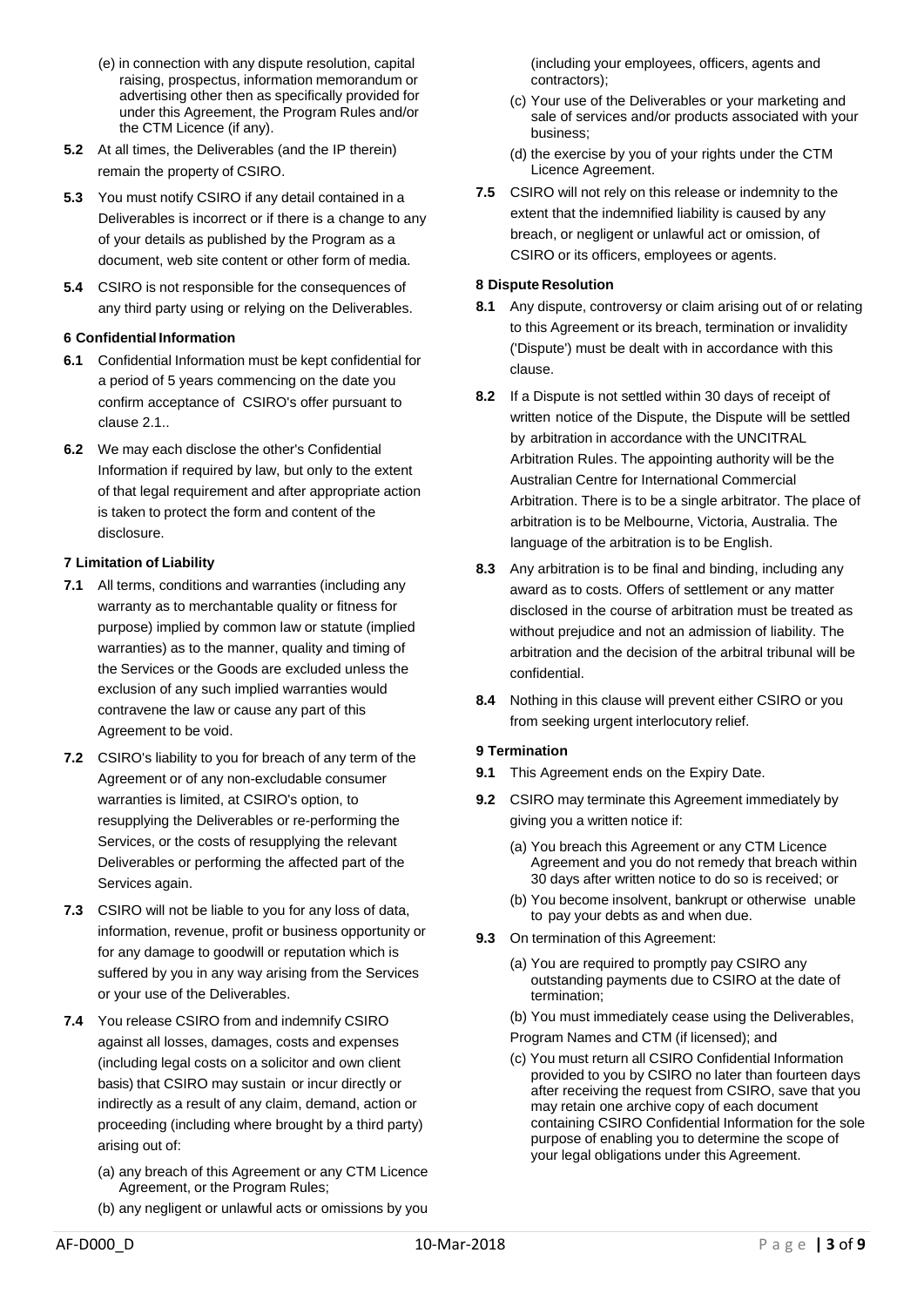(e) in connection with any dispute resolution, capital raising, prospectus, information memorandum or advertising other then as specifically provided for under this Agreement, the Program Rules and/or the CTM Licence (if any).

**5.2** At all times, the Deliverables (and the IP therein) remain the property of CSIRO.

**5.3** You must notify CSIRO if any detail contained in a Deliverables is incorrect or if there is a change to any of your details as published by the Program as a document, web site content or other form of media.

**5.4** CSIRO is not responsible for the consequences of any third party using or relying on the Deliverables.

**6 Confidential Information**

**6.1** Confidential Information must be kept confidential for a period of 5 years commencing on the date you confirm acceptance of CSIRO's offer pursuant to clause 2.1..

**6.2** We may each disclose the other's Confidential Information if required by law, but only to the extent of that legal requirement and after appropriate action is taken to protect the form and content of the disclosure.

**7 Limitation of Liability**

**7.1** All terms, conditions and warranties (including any warranty as to merchantable quality or fitness for purpose) implied by common law or statute (implied warranties) as to the manner, quality and timing of the Services or the Goods are excluded unless the exclusion of any such implied warranties would contravene the law or cause any part of this Agreement to be void.

**7.2** CSIRO's liability to you for breach of any term of the Agreement or of any non-excludable consumer warranties is limited, at CSIRO's option, to resupplying the Deliverables or re-performing the Services, or the costs of resupplying the relevant Deliverables or performing the affected part of the Services again.

**7.3** CSIRO will not be liable to you for any loss of data, information, revenue, profit or business opportunity or for any damage to goodwill or reputation which is suffered by you in any way arising from the Services or your use of the Deliverables.

**7.4** You release CSIRO from and indemnify CSIRO against all losses, damages, costs and expenses (including legal costs on a solicitor and own client basis) that CSIRO may sustain or incur directly or indirectly as a result of any claim, demand, action or proceeding (including where brought by a third party) arising out of:

(a) any breach of this Agreement or any CTM Licence Agreement, or the Program Rules;

(b) any negligent or unlawful acts or omissions by you (including your employees, officers, agents and contractors);

(c) Your use of the Deliverables or your marketing and sale of services and/or products associated with your business;

(d) the exercise by you of your rights under the CTM Licence Agreement.

**7.5** CSIRO will not rely on this release or indemnity to the extent that the indemnified liability is caused by any breach, or negligent or unlawful act or omission, of CSIRO or its officers, employees or agents.

**8 Dispute Resolution**

**8.1** Any dispute, controversy or claim arising out of or relating to this Agreement or its breach, termination or invalidity ('Dispute') must be dealt with in accordance with this clause.

**8.2** If a Dispute is not settled within 30 days of receipt of written notice of the Dispute, the Dispute will be settled by arbitration in accordance with the UNCITRAL Arbitration Rules. The appointing authority will be the Australian Centre for International Commercial Arbitration. There is to be a single arbitrator. The place of arbitration is to be Melbourne, Victoria, Australia. The language of the arbitration is to be English.

**8.3** Any arbitration is to be final and binding, including any award as to costs. Offers of settlement or any matter disclosed in the course of arbitration must be treated as without prejudice and not an admission of liability. The arbitration and the decision of the arbitral tribunal will be confidential.

**8.4** Nothing in this clause will prevent either CSIRO or you from seeking urgent interlocutory relief.

**9 Termination**

**9.1** This Agreement ends on the Expiry Date.

**9.2** CSIRO may terminate this Agreement immediately by giving you a written notice if:

(a) You breach this Agreement or any CTM Licence Agreement and you do not remedy that breach within 30 days after written notice to do so is received; or

(b) You become insolvent, bankrupt or otherwise unable to pay your debts as and when due.

**9.3** On termination of this Agreement:

(a) You are required to promptly pay CSIRO any outstanding payments due to CSIRO at the date of termination;

(b) You must immediately cease using the Deliverables, Program Names and CTM (if licensed); and

(c) You must return all CSIRO Confidential Information provided to you by CSIRO no later than fourteen days after receiving the request from CSIRO, save that you may retain one archive copy of each document containing CSIRO Confidential Information for the sole purpose of enabling you to determine the scope of your legal obligations under this Agreement.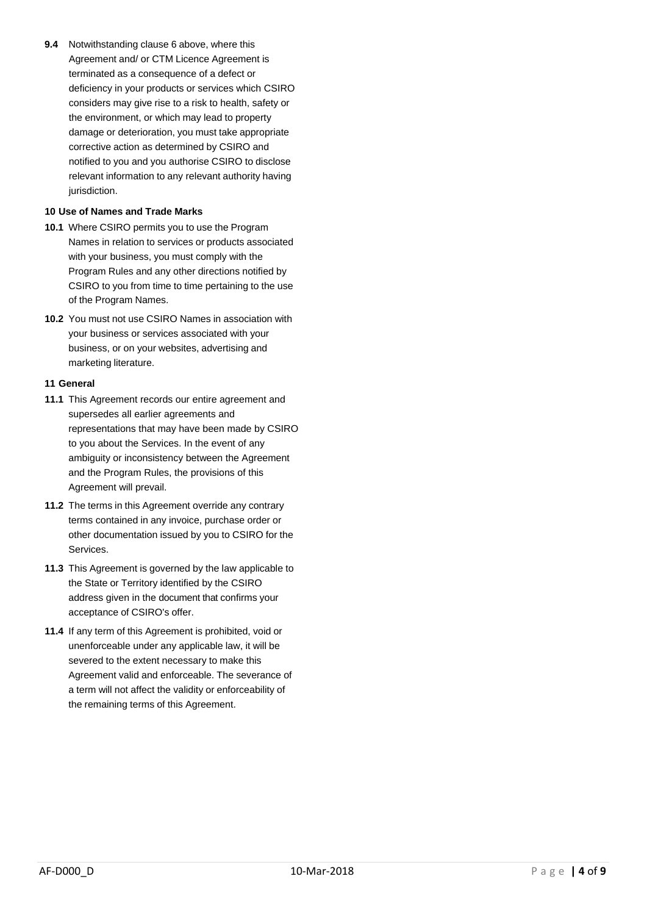**9.4** Notwithstanding clause 6 above, where this Agreement and/ or CTM Licence Agreement is terminated as a consequence of a defect or deficiency in your products or services which CSIRO considers may give rise to a risk to health, safety or the environment, or which may lead to property damage or deterioration, you must take appropriate corrective action as determined by CSIRO and notified to you and you authorise CSIRO to disclose relevant information to any relevant authority having jurisdiction.

### 10 Use of Names and Trade Marks

**10.1** Where CSIRO permits you to use the Program Names in relation to services or products associated with your business, you must comply with the Program Rules and any other directions notified by CSIRO to you from time to time pertaining to the use of the Program Names.

**10.2** You must not use CSIRO Names in association with your business or services associated with your business, or on your websites, advertising and marketing literature.

### 11 General

**11.1** This Agreement records our entire agreement and supersedes all earlier agreements and representations that may have been made by CSIRO to you about the Services. In the event of any ambiguity or inconsistency between the Agreement and the Program Rules, the provisions of this Agreement will prevail.

**11.2** The terms in this Agreement override any contrary terms contained in any invoice, purchase order or other documentation issued by you to CSIRO for the Services.

**11.3** This Agreement is governed by the law applicable to the State or Territory identified by the CSIRO address given in the document that confirms your acceptance of CSIRO's offer.

**11.4** If any term of this Agreement is prohibited, void or unenforceable under any applicable law, it will be severed to the extent necessary to make this Agreement valid and enforceable. The severance of a term will not affect the validity or enforceability of the remaining terms of this Agreement.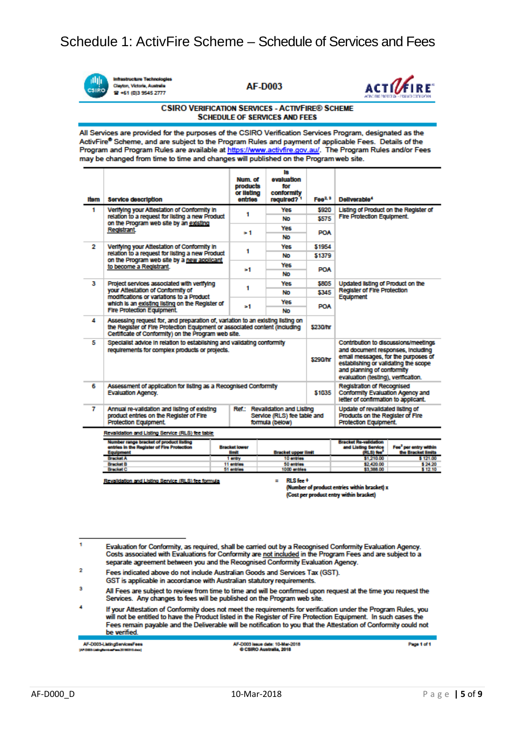# Schedule 1: ActivFire Scheme – Schedule of Services and Fees

Infrastructure Technologies
Clayton, Victoria, Australia
☎ +61 (0)3 9545 2777

AF-D003

## CSIRO VERIFICATION SERVICES - ACTIVFIRE® SCHEME
## SCHEDULE OF SERVICES AND FEES

All Services are provided for the purposes of the CSIRO Verification Services Program, designated as the ActivFire® Scheme, and are subject to the Program Rules and payment of applicable Fees. Details of the Program and Program Rules are available at https://www.activfire.gov.au/. The Program Rules and/or Fees may be changed from time to time and changes will published on the Program web site.

| Item | Service description | Num. of products or listing entries | Is evaluation for conformity required? [1] | Fee[2, 3] | Deliverable[4] |
|---|---|---|---|---|---|
| 1 | Verifying your Attestation of Conformity in relation to a request for listing a new Product on the Program web site by an existing Registrant. | 1 | Yes | $920 | Listing of Product on the Register of Fire Protection Equipment. |
| | | | No | $575 | |
| | | > 1 | Yes | POA | |
| | | | No | | |
| 2 | Verifying your Attestation of Conformity in relation to a request for listing a new Product on the Program web site by a new applicant to become a Registrant. | 1 | Yes | $1954 | |
| | | | No | $1379 | |
| | | >1 | Yes | POA | |
| | | | No | | |
| 3 | Project services associated with verifying your Attestation of Conformity of modifications or variations to a Product which is an existing listing on the Register of Fire Protection Equipment. | 1 | Yes | $805 | Updated listing of Product on the Register of Fire Protection Equipment |
| | | | No | $345 | |
| | | >1 | Yes | POA | |
| | | | No | | |
| 4 | Assessing request for, and preparation of, variation to an existing listing on the Register of Fire Protection Equipment or associated content (including Certificate of Conformity) on the Program web site. | | | $230/hr | |
| 5 | Specialist advice in relation to establishing and validating conformity requirements for complex products or projects. | | | $290/hr | Contribution to discussions/meetings and document responses, including email messages, for the purposes of establishing or validating the scope and planning of conformity evaluation (testing), verification. |
| 6 | Assessment of application for listing as a Recognised Conformity Evaluation Agency. | | | $1035 | Registration of Recognised Conformity Evaluation Agency and letter of confirmation to applicant. |
| 7 | Annual re-validation and listing of existing product entries on the Register of Fire Protection Equipment. | Ref.: Revalidation and Listing Service (RLS) fee table and formula (below) | | | Update of revalidated listing of Products on the Register of Fire Protection Equipment. |

Revalidation and Listing Service (RLS) fee table

| Number range bracket of product listing entries in the Register of Fire Protection Equipment | Bracket lower limit | Bracket upper limit | Bracket Re-validation and Listing Service (RLS) fee[2] | Fee[2] per entry within the Bracket limits |
|---|---|---|---|---|
| Bracket A | 1 entry | 10 entries | $1,210.00 | $ 121.00 |
| Bracket B | 11 entries | 50 entries | $2,420.00 | $ 24.20 |
| Bracket C | 51 entries | 1000 entries | $3,388.00 | $ 12.10 |

Revalidation and Listing Service (RLS) fee formula = RLS fee + (Number of product entries within bracket) x (Cost per product entry within bracket)

---

1 Evaluation for Conformity, as required, shall be carried out by a Recognised Conformity Evaluation Agency. Costs associated with Evaluations for Conformity are not included in the Program Fees and are subject to a separate agreement between you and the Recognised Conformity Evaluation Agency.

2 Fees indicated above do not include Australian Goods and Services Tax (GST). GST is applicable in accordance with Australian statutory requirements.

3 All Fees are subject to review from time to time and will be confirmed upon request at the time you request the Services. Any changes to fees will be published on the Program web site.

4 If your Attestation of Conformity does not meet the requirements for verification under the Program Rules, you will not be entitled to have the Product listed in the Register of Fire Protection Equipment. In such cases the Fees remain payable and the Deliverable will be notification to you that the Attestation of Conformity could not be verified.

AF-D003-ListingServicesFees
AF-D003 issue date: 10-Mar-2018
© CSIRO Australia, 2018
Page 1 of 1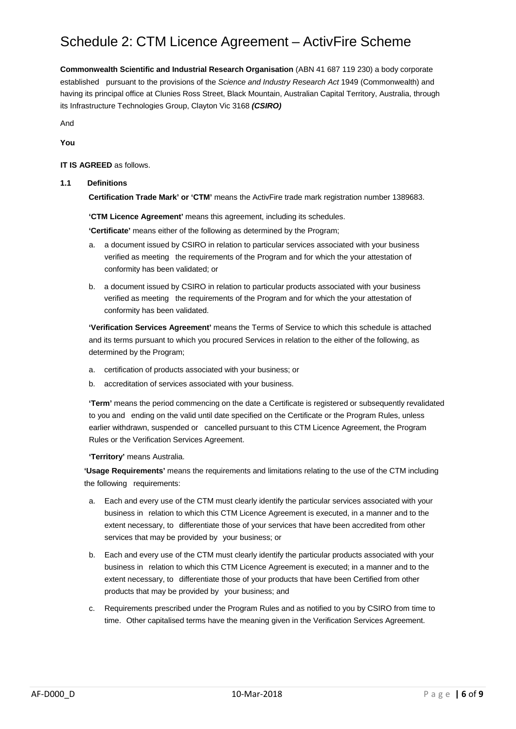# Schedule 2: CTM Licence Agreement – ActivFire Scheme

**Commonwealth Scientific and Industrial Research Organisation** (ABN 41 687 119 230) a body corporate established pursuant to the provisions of the *Science and Industry Research Act* 1949 (Commonwealth) and having its principal office at Clunies Ross Street, Black Mountain, Australian Capital Territory, Australia, through its Infrastructure Technologies Group, Clayton Vic 3168 ***(CSIRO)***

And

**You**

**IT IS AGREED** as follows.

**1.1 Definitions**

**Certification Trade Mark' or 'CTM'** means the ActivFire trade mark registration number 1389683.

**'CTM Licence Agreement'** means this agreement, including its schedules.

**'Certificate'** means either of the following as determined by the Program;

a. a document issued by CSIRO in relation to particular services associated with your business verified as meeting the requirements of the Program and for which the your attestation of conformity has been validated; or

b. a document issued by CSIRO in relation to particular products associated with your business verified as meeting the requirements of the Program and for which the your attestation of conformity has been validated.

**'Verification Services Agreement'** means the Terms of Service to which this schedule is attached and its terms pursuant to which you procured Services in relation to the either of the following, as determined by the Program;

a. certification of products associated with your business; or

b. accreditation of services associated with your business.

**'Term'** means the period commencing on the date a Certificate is registered or subsequently revalidated to you and ending on the valid until date specified on the Certificate or the Program Rules, unless earlier withdrawn, suspended or cancelled pursuant to this CTM Licence Agreement, the Program Rules or the Verification Services Agreement.

**'Territory'** means Australia.

**'Usage Requirements'** means the requirements and limitations relating to the use of the CTM including the following requirements:

a. Each and every use of the CTM must clearly identify the particular services associated with your business in relation to which this CTM Licence Agreement is executed, in a manner and to the extent necessary, to differentiate those of your services that have been accredited from other services that may be provided by your business; or

b. Each and every use of the CTM must clearly identify the particular products associated with your business in relation to which this CTM Licence Agreement is executed; in a manner and to the extent necessary, to differentiate those of your products that have been Certified from other products that may be provided by your business; and

c. Requirements prescribed under the Program Rules and as notified to you by CSIRO from time to time. Other capitalised terms have the meaning given in the Verification Services Agreement.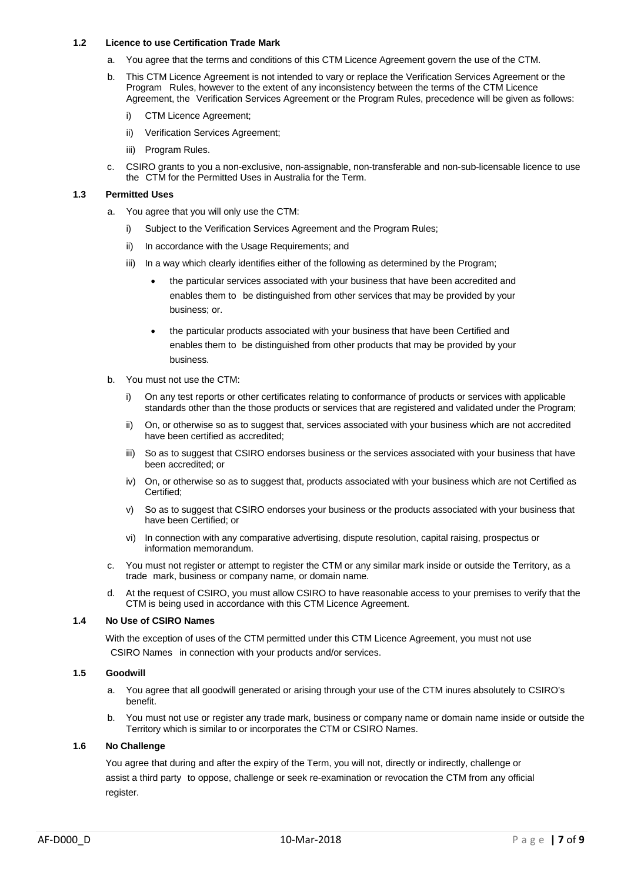### 1.2 Licence to use Certification Trade Mark

a. You agree that the terms and conditions of this CTM Licence Agreement govern the use of the CTM.

b. This CTM Licence Agreement is not intended to vary or replace the Verification Services Agreement or the Program Rules, however to the extent of any inconsistency between the terms of the CTM Licence Agreement, the Verification Services Agreement or the Program Rules, precedence will be given as follows:

   i) CTM Licence Agreement;

   ii) Verification Services Agreement;

   iii) Program Rules.

c. CSIRO grants to you a non-exclusive, non-assignable, non-transferable and non-sub-licensable licence to use the CTM for the Permitted Uses in Australia for the Term.

### 1.3 Permitted Uses

a. You agree that you will only use the CTM:

   i) Subject to the Verification Services Agreement and the Program Rules;

   ii) In accordance with the Usage Requirements; and

   iii) In a way which clearly identifies either of the following as determined by the Program;

      - the particular services associated with your business that have been accredited and enables them to be distinguished from other services that may be provided by your business; or.

      - the particular products associated with your business that have been Certified and enables them to be distinguished from other products that may be provided by your business.

b. You must not use the CTM:

   i) On any test reports or other certificates relating to conformance of products or services with applicable standards other than the those products or services that are registered and validated under the Program;

   ii) On, or otherwise so as to suggest that, services associated with your business which are not accredited have been certified as accredited;

   iii) So as to suggest that CSIRO endorses business or the services associated with your business that have been accredited; or

   iv) On, or otherwise so as to suggest that, products associated with your business which are not Certified as Certified;

   v) So as to suggest that CSIRO endorses your business or the products associated with your business that have been Certified; or

   vi) In connection with any comparative advertising, dispute resolution, capital raising, prospectus or information memorandum.

c. You must not register or attempt to register the CTM or any similar mark inside or outside the Territory, as a trade mark, business or company name, or domain name.

d. At the request of CSIRO, you must allow CSIRO to have reasonable access to your premises to verify that the CTM is being used in accordance with this CTM Licence Agreement.

### 1.4 No Use of CSIRO Names

With the exception of uses of the CTM permitted under this CTM Licence Agreement, you must not use CSIRO Names in connection with your products and/or services.

### 1.5 Goodwill

a. You agree that all goodwill generated or arising through your use of the CTM inures absolutely to CSIRO's benefit.

b. You must not use or register any trade mark, business or company name or domain name inside or outside the Territory which is similar to or incorporates the CTM or CSIRO Names.

### 1.6 No Challenge

You agree that during and after the expiry of the Term, you will not, directly or indirectly, challenge or assist a third party to oppose, challenge or seek re-examination or revocation the CTM from any official register.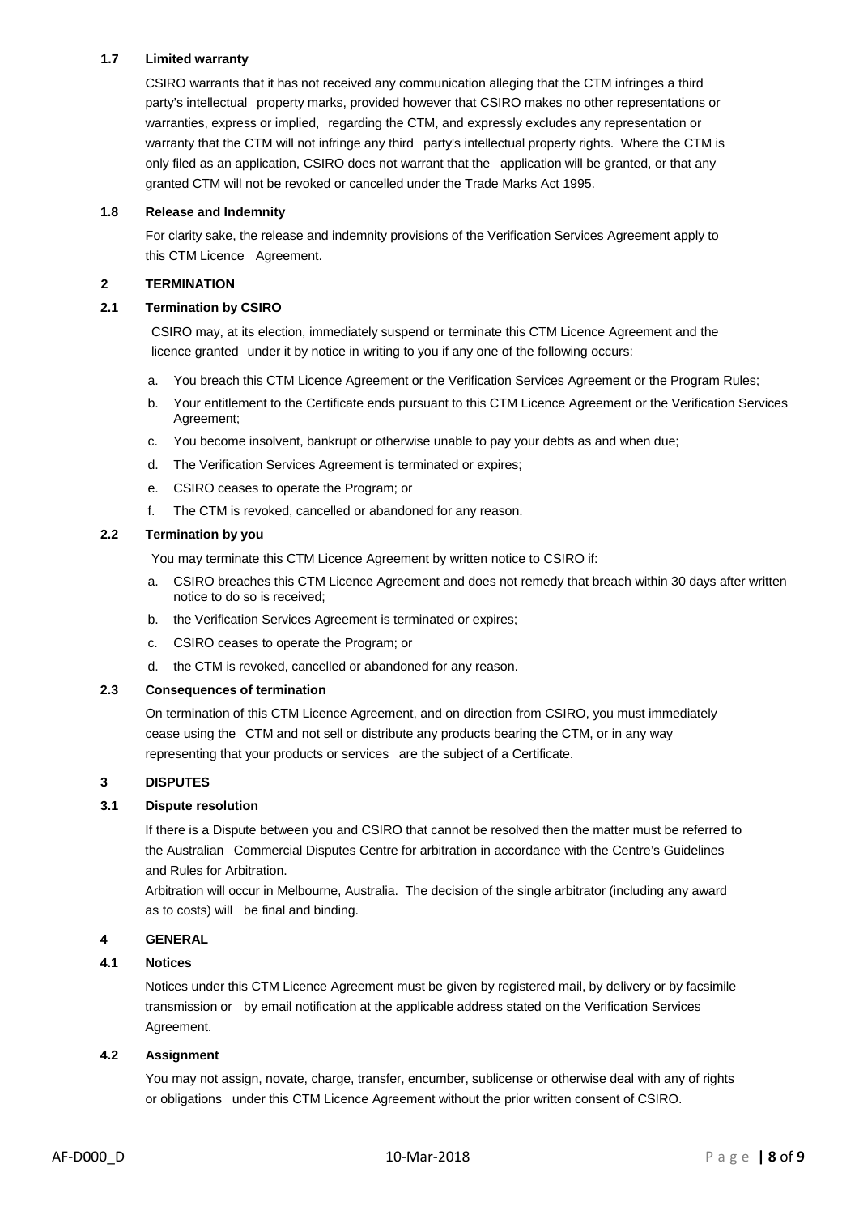### 1.7 Limited warranty

CSIRO warrants that it has not received any communication alleging that the CTM infringes a third party's intellectual property marks, provided however that CSIRO makes no other representations or warranties, express or implied, regarding the CTM, and expressly excludes any representation or warranty that the CTM will not infringe any third party's intellectual property rights. Where the CTM is only filed as an application, CSIRO does not warrant that the application will be granted, or that any granted CTM will not be revoked or cancelled under the Trade Marks Act 1995.

### 1.8 Release and Indemnity

For clarity sake, the release and indemnity provisions of the Verification Services Agreement apply to this CTM Licence Agreement.

## 2 TERMINATION

### 2.1 Termination by CSIRO

CSIRO may, at its election, immediately suspend or terminate this CTM Licence Agreement and the licence granted under it by notice in writing to you if any one of the following occurs:

a. You breach this CTM Licence Agreement or the Verification Services Agreement or the Program Rules;
b. Your entitlement to the Certificate ends pursuant to this CTM Licence Agreement or the Verification Services Agreement;
c. You become insolvent, bankrupt or otherwise unable to pay your debts as and when due;
d. The Verification Services Agreement is terminated or expires;
e. CSIRO ceases to operate the Program; or
f. The CTM is revoked, cancelled or abandoned for any reason.

### 2.2 Termination by you

You may terminate this CTM Licence Agreement by written notice to CSIRO if:

a. CSIRO breaches this CTM Licence Agreement and does not remedy that breach within 30 days after written notice to do so is received;
b. the Verification Services Agreement is terminated or expires;
c. CSIRO ceases to operate the Program; or
d. the CTM is revoked, cancelled or abandoned for any reason.

### 2.3 Consequences of termination

On termination of this CTM Licence Agreement, and on direction from CSIRO, you must immediately cease using the CTM and not sell or distribute any products bearing the CTM, or in any way representing that your products or services are the subject of a Certificate.

## 3 DISPUTES

### 3.1 Dispute resolution

If there is a Dispute between you and CSIRO that cannot be resolved then the matter must be referred to the Australian Commercial Disputes Centre for arbitration in accordance with the Centre's Guidelines and Rules for Arbitration.

Arbitration will occur in Melbourne, Australia. The decision of the single arbitrator (including any award as to costs) will be final and binding.

## 4 GENERAL

### 4.1 Notices

Notices under this CTM Licence Agreement must be given by registered mail, by delivery or by facsimile transmission or by email notification at the applicable address stated on the Verification Services Agreement.

### 4.2 Assignment

You may not assign, novate, charge, transfer, encumber, sublicense or otherwise deal with any of rights or obligations under this CTM Licence Agreement without the prior written consent of CSIRO.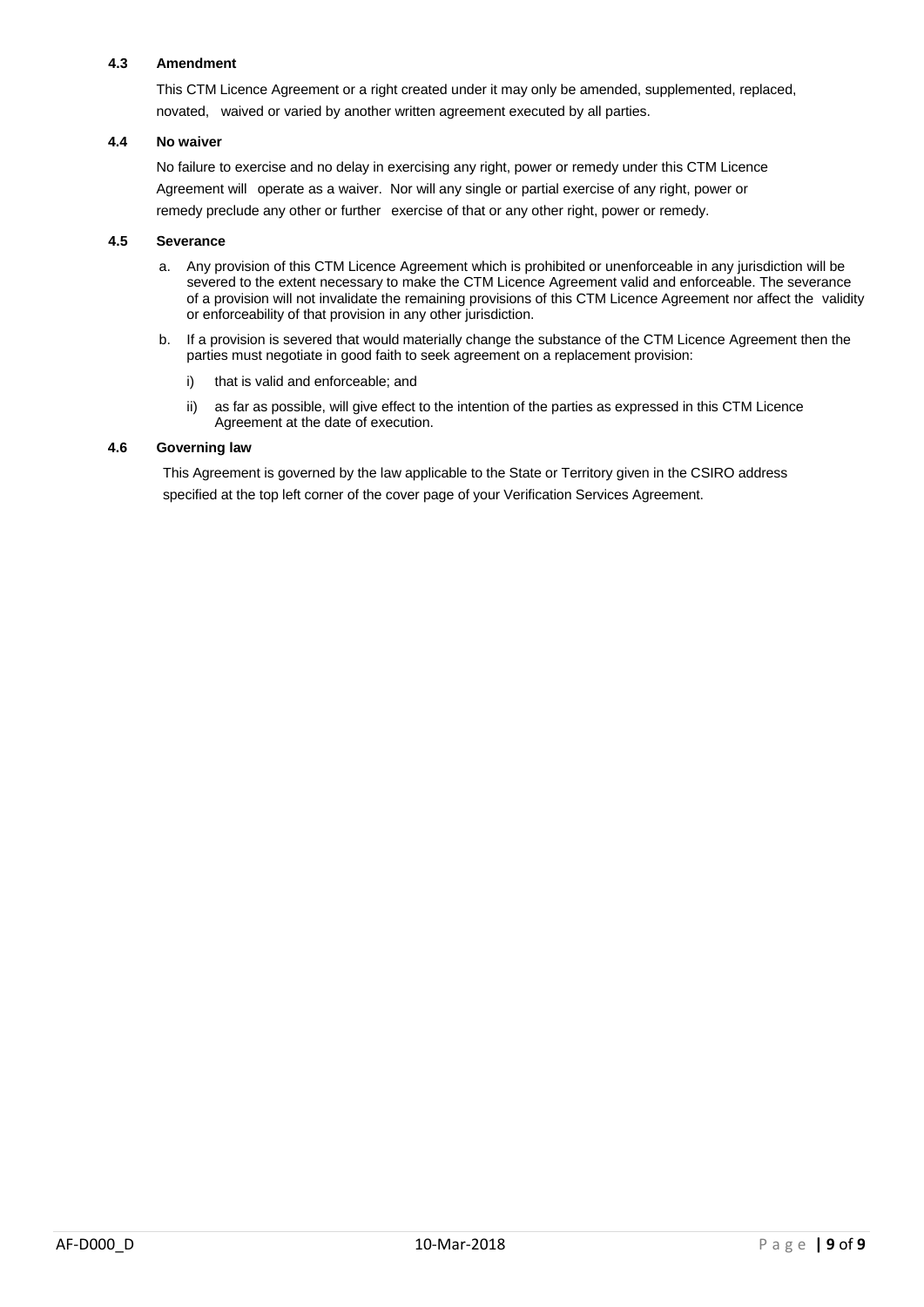### 4.3 Amendment

This CTM Licence Agreement or a right created under it may only be amended, supplemented, replaced, novated, waived or varied by another written agreement executed by all parties.

### 4.4 No waiver

No failure to exercise and no delay in exercising any right, power or remedy under this CTM Licence Agreement will operate as a waiver. Nor will any single or partial exercise of any right, power or remedy preclude any other or further exercise of that or any other right, power or remedy.

### 4.5 Severance

a. Any provision of this CTM Licence Agreement which is prohibited or unenforceable in any jurisdiction will be severed to the extent necessary to make the CTM Licence Agreement valid and enforceable. The severance of a provision will not invalidate the remaining provisions of this CTM Licence Agreement nor affect the validity or enforceability of that provision in any other jurisdiction.

b. If a provision is severed that would materially change the substance of the CTM Licence Agreement then the parties must negotiate in good faith to seek agreement on a replacement provision:

   i) that is valid and enforceable; and

   ii) as far as possible, will give effect to the intention of the parties as expressed in this CTM Licence Agreement at the date of execution.

### 4.6 Governing law

This Agreement is governed by the law applicable to the State or Territory given in the CSIRO address specified at the top left corner of the cover page of your Verification Services Agreement.